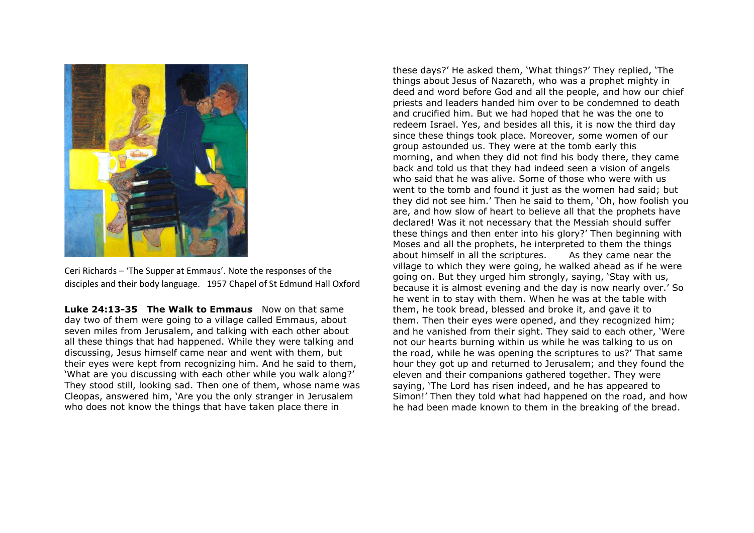Ceri Richards – 'The Supper at Emmaus'. Note the responses of the disciples and their body language. 1957 Chapel of St Edmund Hall Oxford

**Luke 24:13-35 The Walk to Emmaus** Now on that same day two of them were going to a village called Emmaus, about seven miles from Jerusalem, and talking with each other about all these things that had happened. While they were talking and discussing, Jesus himself came near and went with them, but their eyes were kept from recognizing him. And he said to them, 'What are you discussing with each other while you walk along?' They stood still, looking sad. Then one of them, whose name was Cleopas, answered him, 'Are you the only stranger in Jerusalem who does not know the things that have taken place there in these days?' He asked them, 'What things?' They replied, 'The things about Jesus of Nazareth, who was a prophet mighty in deed and word before God and all the people, and how our chief priests and leaders handed him over to be condemned to death and crucified him. But we had hoped that he was the one to redeem Israel. Yes, and besides all this, it is now the third day since these things took place. Moreover, some women of our group astounded us. They were at the tomb early this morning, and when they did not find his body there, they came back and told us that they had indeed seen a vision of angels who said that he was alive. Some of those who were with us went to the tomb and found it just as the women had said; but they did not see him.' Then he said to them, 'Oh, how foolish you are, and how slow of heart to believe all that the prophets have declared! Was it not necessary that the Messiah should suffer these things and then enter into his glory?' Then beginning with Moses and all the prophets, he interpreted to them the things about himself in all the scriptures. As they came near the village to which they were going, he walked ahead as if he were going on. But they urged him strongly, saying, 'Stay with us, because it is almost evening and the day is now nearly over.' So he went in to stay with them. When he was at the table with them, he took bread, blessed and broke it, and gave it to them. Then their eyes were opened, and they recognized him; and he vanished from their sight. They said to each other, 'Were not our hearts burning within us while he was talking to us on the road, while he was opening the scriptures to us?' That same hour they got up and returned to Jerusalem; and they found the eleven and their companions gathered together. They were saying, 'The Lord has risen indeed, and he has appeared to Simon!' Then they told what had happened on the road, and how he had been made known to them in the breaking of the bread.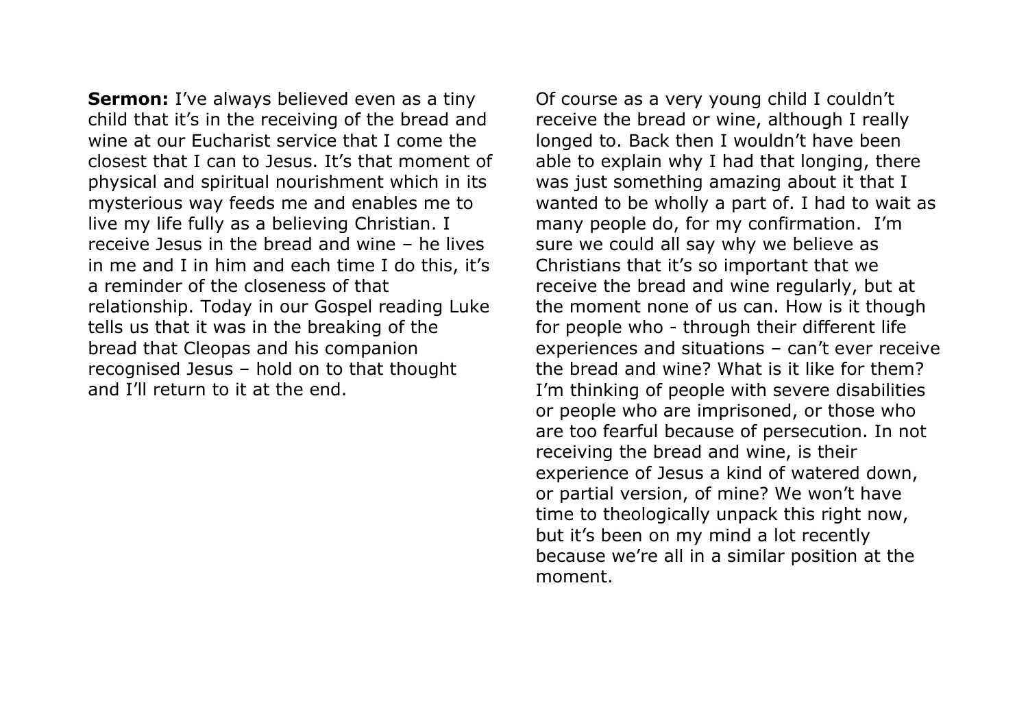**Sermon:** I've always believed even as a tiny child that it's in the receiving of the bread and wine at our Eucharist service that I come the closest that I can to Jesus. It's that moment of physical and spiritual nourishment which in its mysterious way feeds me and enables me to live my life fully as a believing Christian. I receive Jesus in the bread and wine – he lives in me and I in him and each time I do this, it's a reminder of the closeness of that relationship. Today in our Gospel reading Luke tells us that it was in the breaking of the bread that Cleopas and his companion recognised Jesus – hold on to that thought and I'll return to it at the end.

Of course as a very young child I couldn't receive the bread or wine, although I really longed to. Back then I wouldn't have been able to explain why I had that longing, there was just something amazing about it that I wanted to be wholly a part of. I had to wait as many people do, for my confirmation. I'm sure we could all say why we believe as Christians that it's so important that we receive the bread and wine regularly, but at the moment none of us can. How is it though for people who - through their different life experiences and situations – can't ever receive the bread and wine? What is it like for them? I'm thinking of people with severe disabilities or people who are imprisoned, or those who are too fearful because of persecution. In not receiving the bread and wine, is their experience of Jesus a kind of watered down, or partial version, of mine? We won't have time to theologically unpack this right now, but it's been on my mind a lot recently because we're all in a similar position at the moment.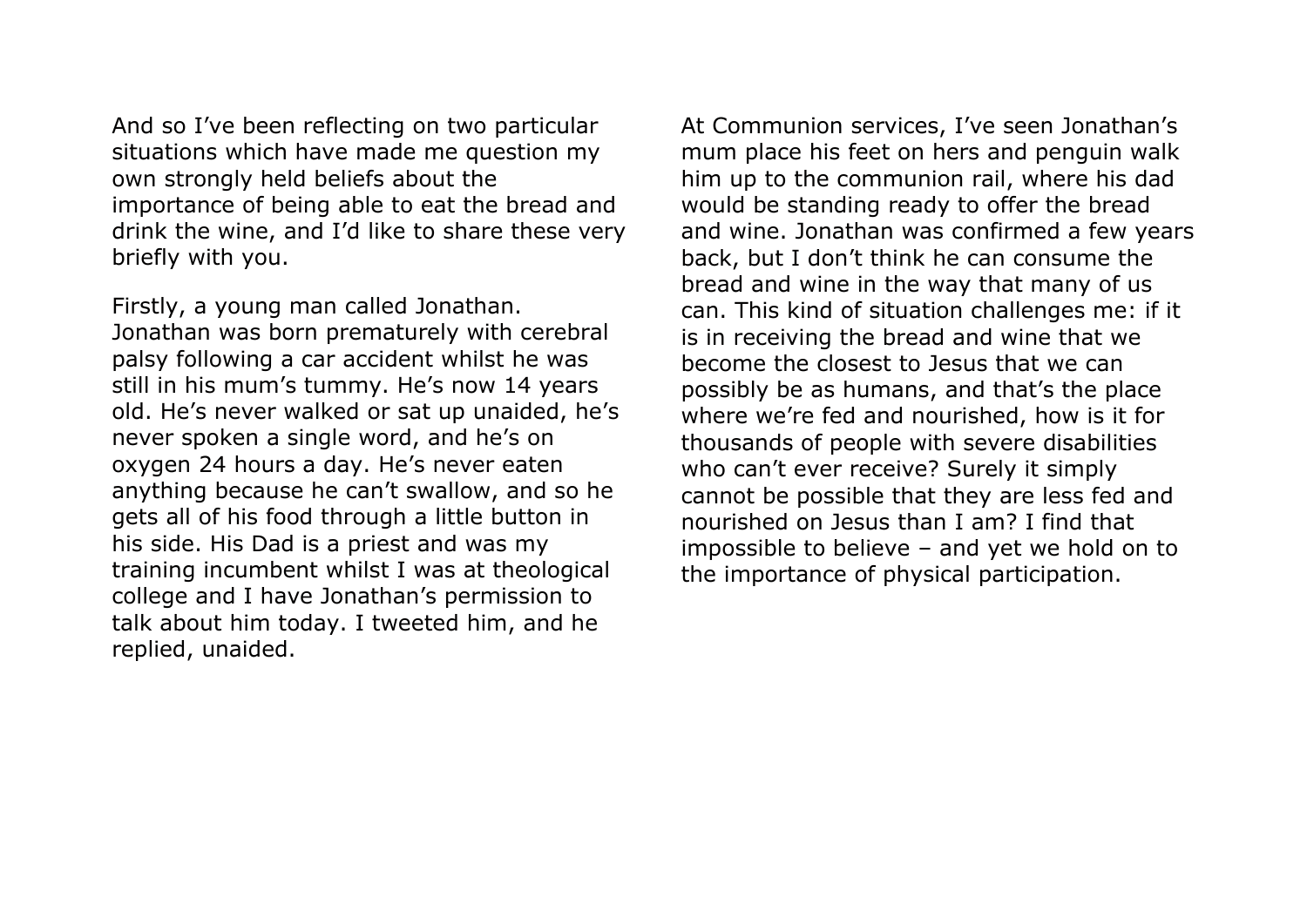And so I've been reflecting on two particular situations which have made me question my own strongly held beliefs about the importance of being able to eat the bread and drink the wine, and I'd like to share these very briefly with you.

Firstly, a young man called Jonathan. Jonathan was born prematurely with cerebral palsy following a car accident whilst he was still in his mum's tummy. He's now 14 years old. He's never walked or sat up unaided, he's never spoken a single word, and he's on oxygen 24 hours a day. He's never eaten anything because he can't swallow, and so he gets all of his food through a little button in his side. His Dad is a priest and was my training incumbent whilst I was at theological college and I have Jonathan's permission to talk about him today. I tweeted him, and he replied, unaided.

At Communion services, I've seen Jonathan's mum place his feet on hers and penguin walk him up to the communion rail, where his dad would be standing ready to offer the bread and wine. Jonathan was confirmed a few years back, but I don't think he can consume the bread and wine in the way that many of us can. This kind of situation challenges me: if it is in receiving the bread and wine that we become the closest to Jesus that we can possibly be as humans, and that's the place where we're fed and nourished, how is it for thousands of people with severe disabilities who can't ever receive? Surely it simply cannot be possible that they are less fed and nourished on Jesus than I am? I find that impossible to believe – and yet we hold on to the importance of physical participation.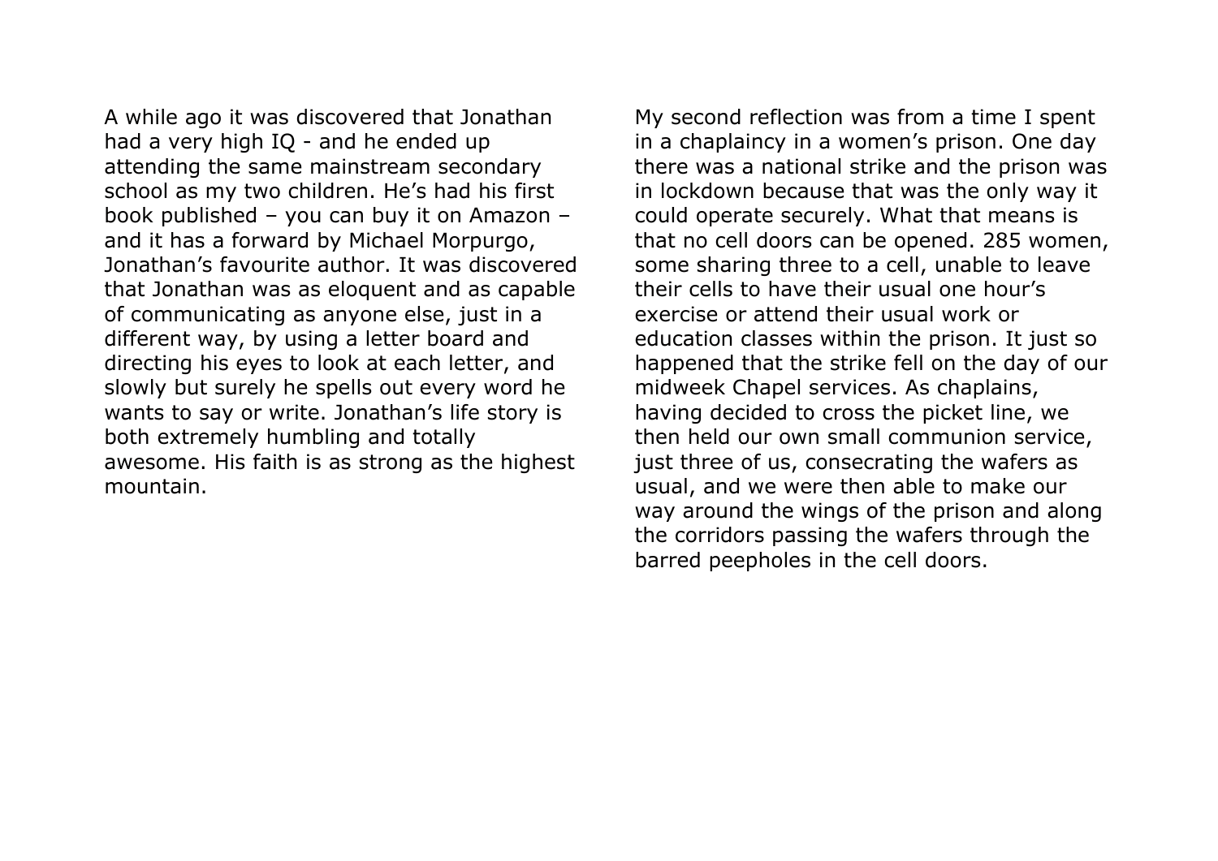A while ago it was discovered that Jonathan had a very high IQ - and he ended up attending the same mainstream secondary school as my two children. He's had his first book published – you can buy it on Amazon – and it has a forward by Michael Morpurgo, Jonathan's favourite author. It was discovered that Jonathan was as eloquent and as capable of communicating as anyone else, just in a different way, by using a letter board and directing his eyes to look at each letter, and slowly but surely he spells out every word he wants to say or write. Jonathan's life story is both extremely humbling and totally awesome. His faith is as strong as the highest mountain.

My second reflection was from a time I spent in a chaplaincy in a women's prison. One day there was a national strike and the prison was in lockdown because that was the only way it could operate securely. What that means is that no cell doors can be opened. 285 women, some sharing three to a cell, unable to leave their cells to have their usual one hour's exercise or attend their usual work or education classes within the prison. It just so happened that the strike fell on the day of our midweek Chapel services. As chaplains, having decided to cross the picket line, we then held our own small communion service, just three of us, consecrating the wafers as usual, and we were then able to make our way around the wings of the prison and along the corridors passing the wafers through the barred peepholes in the cell doors.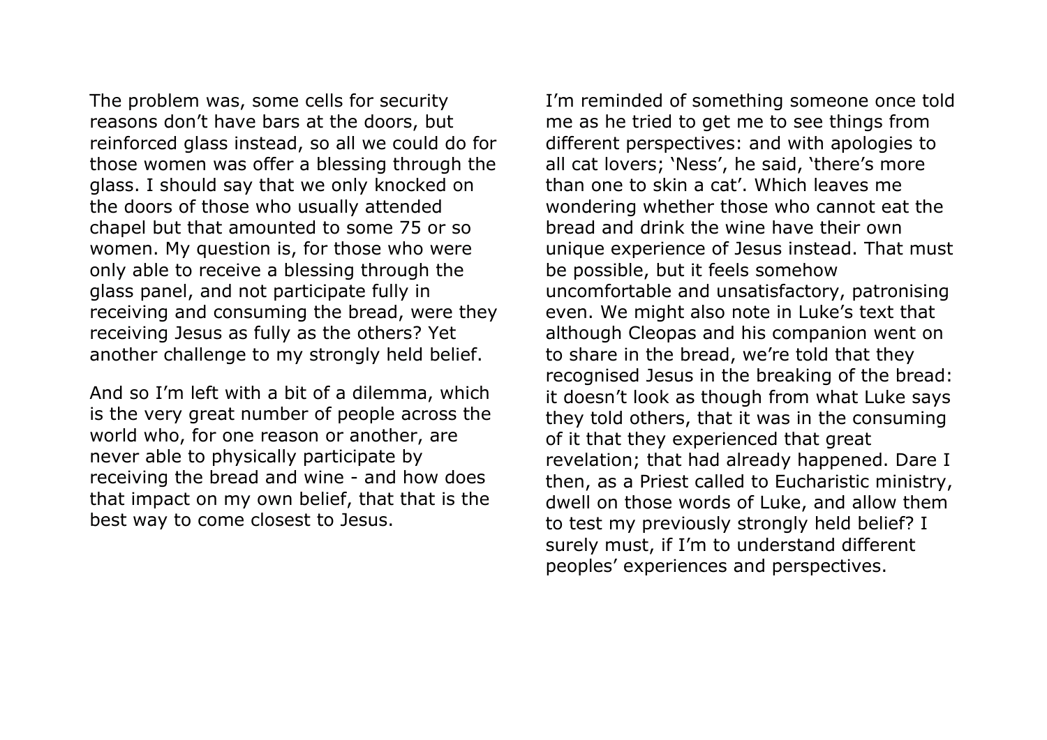The problem was, some cells for security reasons don't have bars at the doors, but reinforced glass instead, so all we could do for those women was offer a blessing through the glass. I should say that we only knocked on the doors of those who usually attended chapel but that amounted to some 75 or so women. My question is, for those who were only able to receive a blessing through the glass panel, and not participate fully in receiving and consuming the bread, were they receiving Jesus as fully as the others? Yet another challenge to my strongly held belief.

And so I'm left with a bit of a dilemma, which is the very great number of people across the world who, for one reason or another, are never able to physically participate by receiving the bread and wine - and how does that impact on my own belief, that that is the best way to come closest to Jesus.

I'm reminded of something someone once told me as he tried to get me to see things from different perspectives: and with apologies to all cat lovers; 'Ness', he said, 'there's more than one to skin a cat'. Which leaves me wondering whether those who cannot eat the bread and drink the wine have their own unique experience of Jesus instead. That must be possible, but it feels somehow uncomfortable and unsatisfactory, patronising even. We might also note in Luke's text that although Cleopas and his companion went on to share in the bread, we're told that they recognised Jesus in the breaking of the bread: it doesn't look as though from what Luke says they told others, that it was in the consuming of it that they experienced that great revelation; that had already happened. Dare I then, as a Priest called to Eucharistic ministry, dwell on those words of Luke, and allow them to test my previously strongly held belief? I surely must, if I'm to understand different peoples' experiences and perspectives.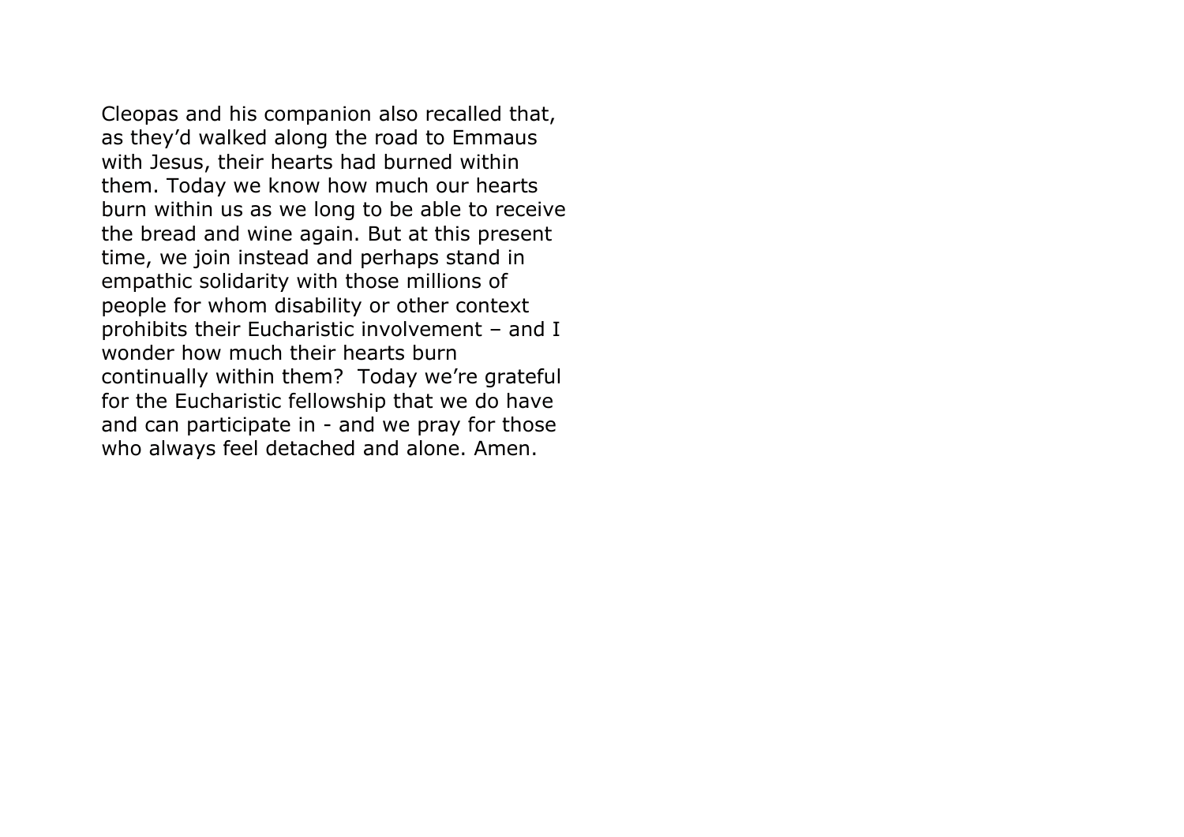Cleopas and his companion also recalled that, as they'd walked along the road to Emmaus with Jesus, their hearts had burned within them. Today we know how much our hearts burn within us as we long to be able to receive the bread and wine again. But at this present time, we join instead and perhaps stand in empathic solidarity with those millions of people for whom disability or other context prohibits their Eucharistic involvement – and I wonder how much their hearts burn continually within them? Today we're grateful for the Eucharistic fellowship that we do have and can participate in - and we pray for those who always feel detached and alone. Amen.